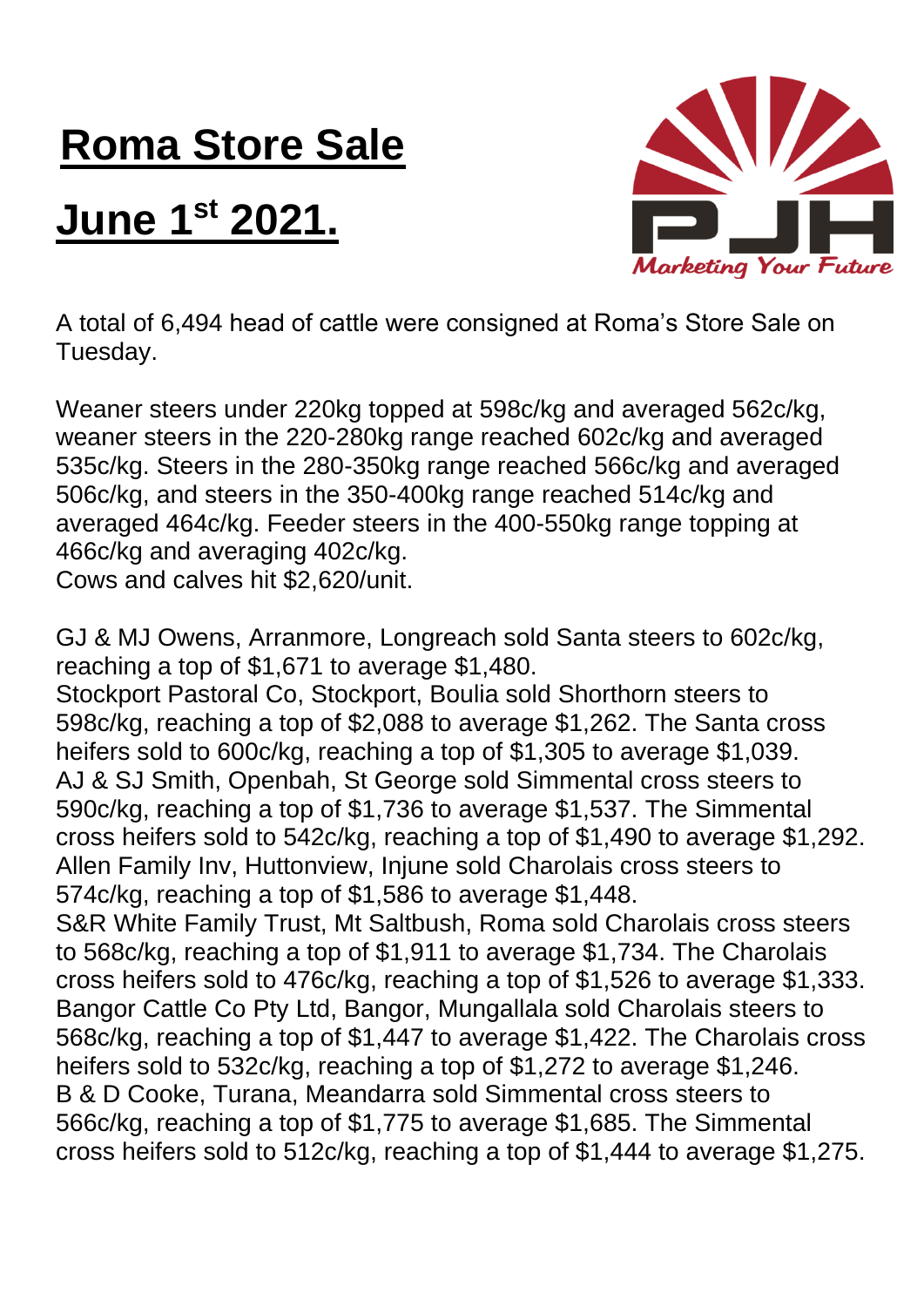# Roma Store Sale

# June 1st 2021.

A total of 6,494 head of cattle were consigned at Roma's Store Sale on Tuesday.

Weaner steers under 220kg topped at 598c/kg and averaged 562c/kg, weaner steers in the 220-280kg range reached 602c/kg and averaged 535c/kg. Steers in the 280-350kg range reached 566c/kg and averaged 506c/kg, and steers in the 350-400kg range reached 514c/kg and averaged 464c/kg. Feeder steers in the 400-550kg range topping at 466c/kg and averaging 402c/kg.
Cows and calves hit $2,620/unit.

GJ & MJ Owens, Arranmore, Longreach sold Santa steers to 602c/kg, reaching a top of $1,671 to average $1,480.
Stockport Pastoral Co, Stockport, Boulia sold Shorthorn steers to 598c/kg, reaching a top of $2,088 to average $1,262. The Santa cross heifers sold to 600c/kg, reaching a top of $1,305 to average $1,039.
AJ & SJ Smith, Openbah, St George sold Simmental cross steers to 590c/kg, reaching a top of $1,736 to average $1,537. The Simmental cross heifers sold to 542c/kg, reaching a top of $1,490 to average $1,292.
Allen Family Inv, Huttonview, Injune sold Charolais cross steers to 574c/kg, reaching a top of $1,586 to average $1,448.
S&R White Family Trust, Mt Saltbush, Roma sold Charolais cross steers to 568c/kg, reaching a top of $1,911 to average $1,734. The Charolais cross heifers sold to 476c/kg, reaching a top of $1,526 to average $1,333.
Bangor Cattle Co Pty Ltd, Bangor, Mungallala sold Charolais steers to 568c/kg, reaching a top of $1,447 to average $1,422. The Charolais cross heifers sold to 532c/kg, reaching a top of $1,272 to average $1,246.
B & D Cooke, Turana, Meandarra sold Simmental cross steers to 566c/kg, reaching a top of $1,775 to average $1,685. The Simmental cross heifers sold to 512c/kg, reaching a top of $1,444 to average $1,275.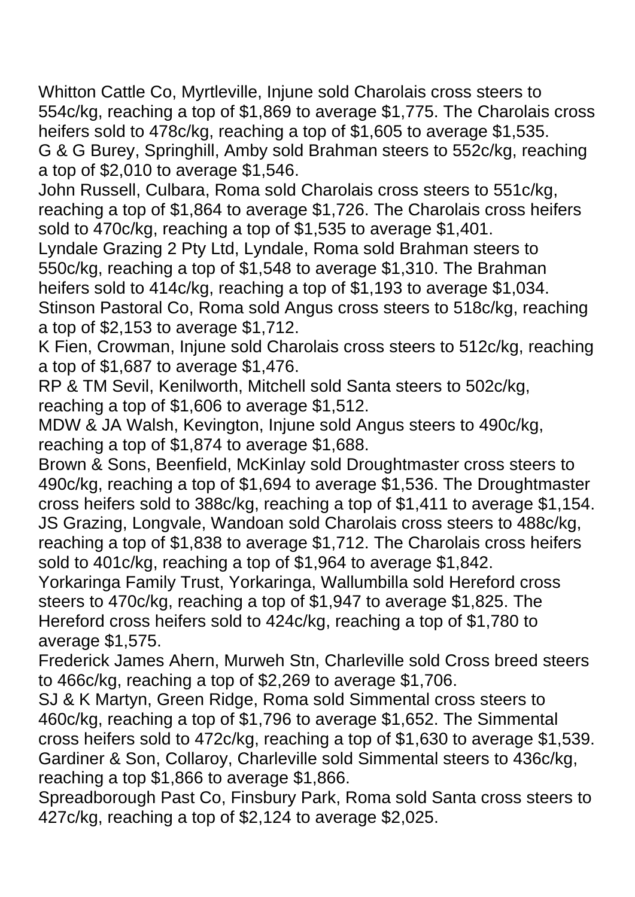Whitton Cattle Co, Myrtleville, Injune sold Charolais cross steers to 554c/kg, reaching a top of $1,869 to average $1,775. The Charolais cross heifers sold to 478c/kg, reaching a top of $1,605 to average $1,535.

G & G Burey, Springhill, Amby sold Brahman steers to 552c/kg, reaching a top of $2,010 to average $1,546.

John Russell, Culbara, Roma sold Charolais cross steers to 551c/kg, reaching a top of $1,864 to average $1,726. The Charolais cross heifers sold to 470c/kg, reaching a top of $1,535 to average $1,401.

Lyndale Grazing 2 Pty Ltd, Lyndale, Roma sold Brahman steers to 550c/kg, reaching a top of $1,548 to average $1,310. The Brahman heifers sold to 414c/kg, reaching a top of $1,193 to average $1,034.

Stinson Pastoral Co, Roma sold Angus cross steers to 518c/kg, reaching a top of $2,153 to average $1,712.

K Fien, Crowman, Injune sold Charolais cross steers to 512c/kg, reaching a top of $1,687 to average $1,476.

RP & TM Sevil, Kenilworth, Mitchell sold Santa steers to 502c/kg, reaching a top of $1,606 to average $1,512.

MDW & JA Walsh, Kevington, Injune sold Angus steers to 490c/kg, reaching a top of $1,874 to average $1,688.

Brown & Sons, Beenfield, McKinlay sold Droughtmaster cross steers to 490c/kg, reaching a top of $1,694 to average $1,536. The Droughtmaster cross heifers sold to 388c/kg, reaching a top of $1,411 to average $1,154.

JS Grazing, Longvale, Wandoan sold Charolais cross steers to 488c/kg, reaching a top of $1,838 to average $1,712. The Charolais cross heifers sold to 401c/kg, reaching a top of $1,964 to average $1,842.

Yorkaringa Family Trust, Yorkaringa, Wallumbilla sold Hereford cross steers to 470c/kg, reaching a top of $1,947 to average $1,825. The Hereford cross heifers sold to 424c/kg, reaching a top of $1,780 to average $1,575.

Frederick James Ahern, Murweh Stn, Charleville sold Cross breed steers to 466c/kg, reaching a top of $2,269 to average $1,706.

SJ & K Martyn, Green Ridge, Roma sold Simmental cross steers to 460c/kg, reaching a top of $1,796 to average $1,652. The Simmental cross heifers sold to 472c/kg, reaching a top of $1,630 to average $1,539.

Gardiner & Son, Collaroy, Charleville sold Simmental steers to 436c/kg, reaching a top $1,866 to average $1,866.

Spreadborough Past Co, Finsbury Park, Roma sold Santa cross steers to 427c/kg, reaching a top of $2,124 to average $2,025.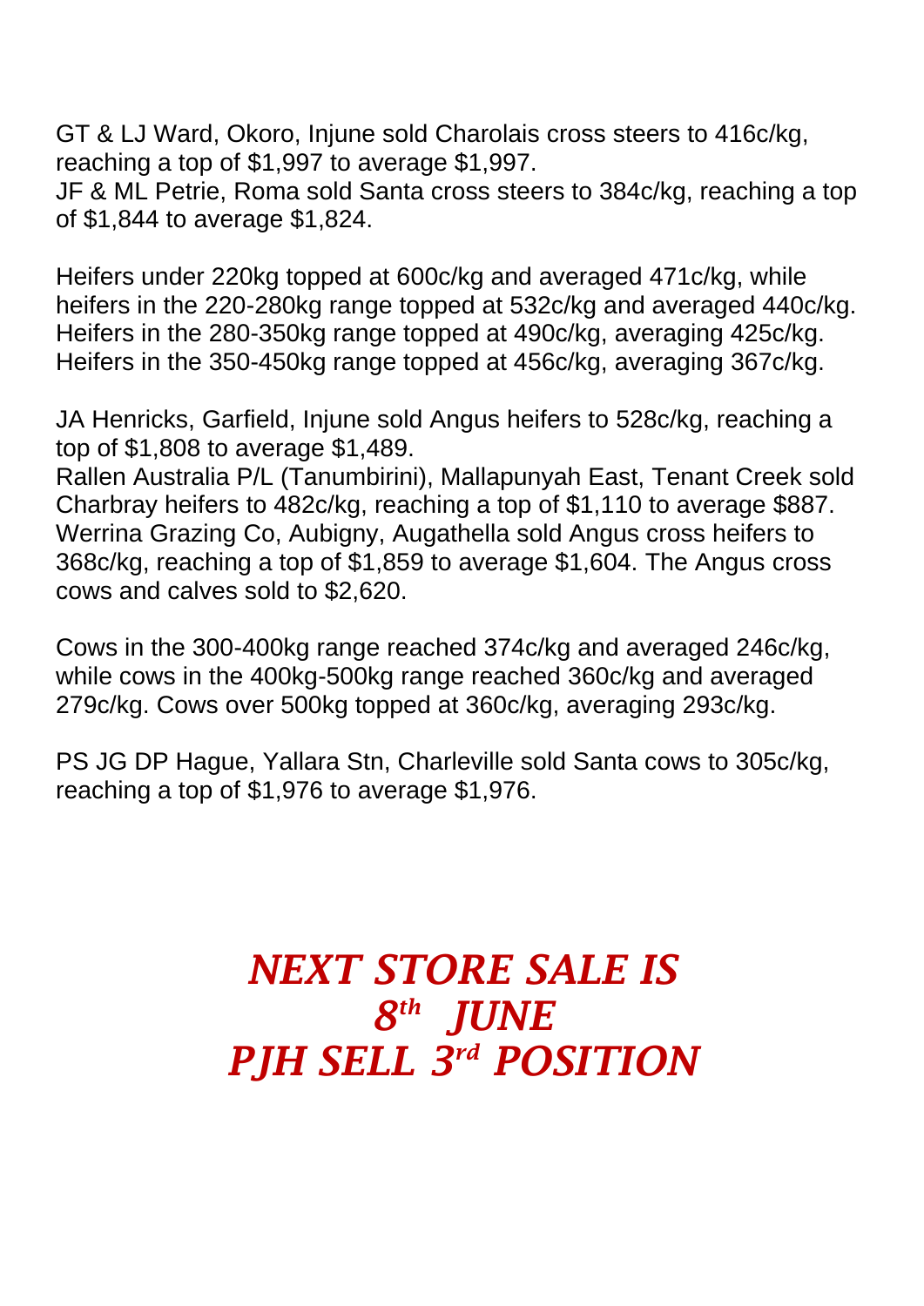GT & LJ Ward, Okoro, Injune sold Charolais cross steers to 416c/kg, reaching a top of $1,997 to average $1,997.
JF & ML Petrie, Roma sold Santa cross steers to 384c/kg, reaching a top of $1,844 to average $1,824.

Heifers under 220kg topped at 600c/kg and averaged 471c/kg, while heifers in the 220-280kg range topped at 532c/kg and averaged 440c/kg. Heifers in the 280-350kg range topped at 490c/kg, averaging 425c/kg. Heifers in the 350-450kg range topped at 456c/kg, averaging 367c/kg.

JA Henricks, Garfield, Injune sold Angus heifers to 528c/kg, reaching a top of $1,808 to average $1,489.
Rallen Australia P/L (Tanumbirini), Mallapunyah East, Tenant Creek sold Charbray heifers to 482c/kg, reaching a top of $1,110 to average $887.
Werrina Grazing Co, Aubigny, Augathella sold Angus cross heifers to 368c/kg, reaching a top of $1,859 to average $1,604. The Angus cross cows and calves sold to $2,620.

Cows in the 300-400kg range reached 374c/kg and averaged 246c/kg, while cows in the 400kg-500kg range reached 360c/kg and averaged 279c/kg. Cows over 500kg topped at 360c/kg, averaging 293c/kg.

PS JG DP Hague, Yallara Stn, Charleville sold Santa cows to 305c/kg, reaching a top of $1,976 to average $1,976.

***NEXT STORE SALE IS***
***8th JUNE***
***PJH SELL 3rd POSITION***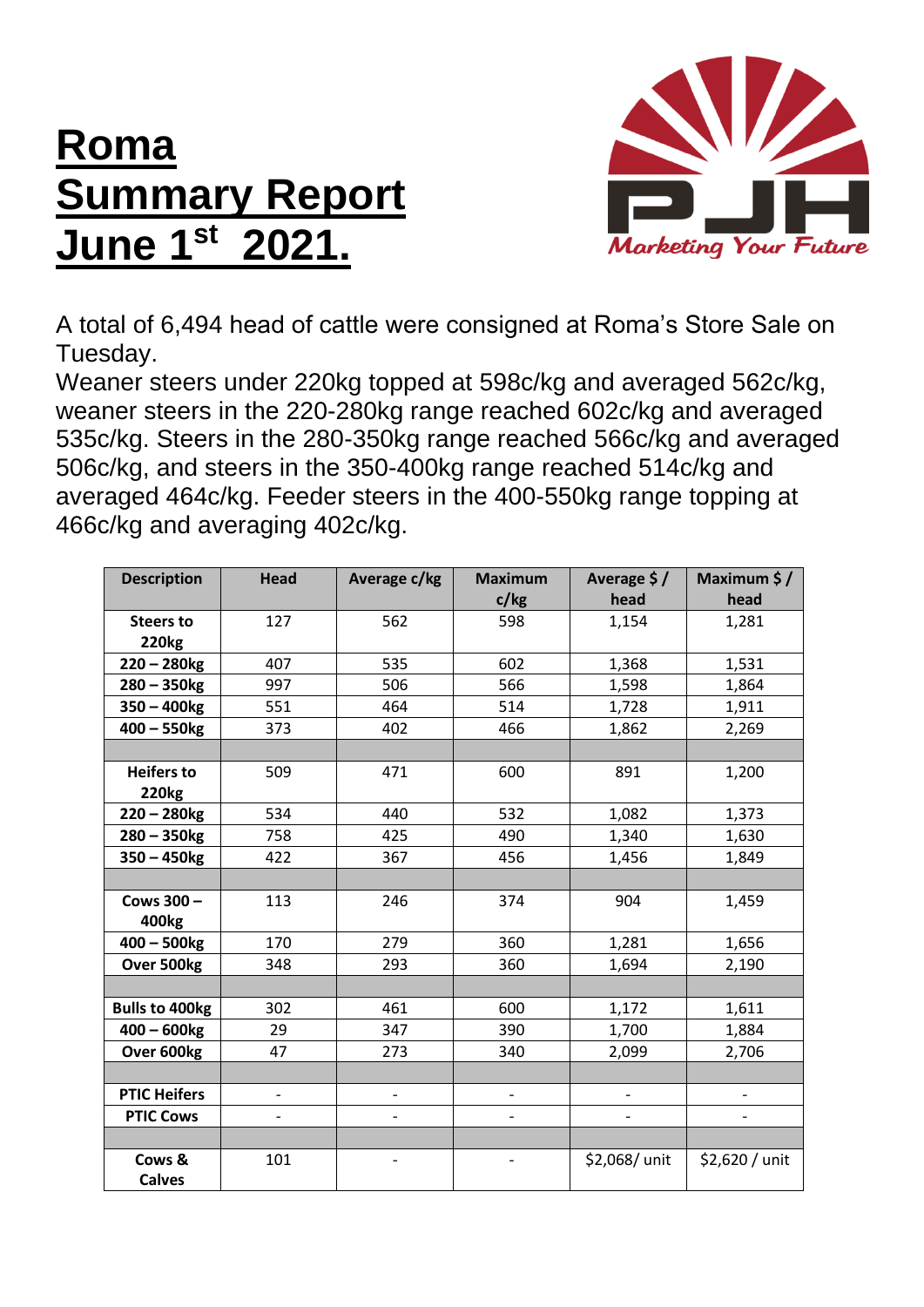# Roma Summary Report June 1st 2021.

PJH
*Marketing Your Future*

A total of 6,494 head of cattle were consigned at Roma's Store Sale on Tuesday.

Weaner steers under 220kg topped at 598c/kg and averaged 562c/kg, weaner steers in the 220-280kg range reached 602c/kg and averaged 535c/kg. Steers in the 280-350kg range reached 566c/kg and averaged 506c/kg, and steers in the 350-400kg range reached 514c/kg and averaged 464c/kg. Feeder steers in the 400-550kg range topping at 466c/kg and averaging 402c/kg.

| Description | Head | Average c/kg | Maximum c/kg | Average $ / head | Maximum $ / head |
|---|---|---|---|---|---|
| **Steers to 220kg** | 127 | 562 | 598 | 1,154 | 1,281 |
| **220 – 280kg** | 407 | 535 | 602 | 1,368 | 1,531 |
| **280 – 350kg** | 997 | 506 | 566 | 1,598 | 1,864 |
| **350 – 400kg** | 551 | 464 | 514 | 1,728 | 1,911 |
| **400 – 550kg** | 373 | 402 | 466 | 1,862 | 2,269 |
| | | | | | |
| **Heifers to 220kg** | 509 | 471 | 600 | 891 | 1,200 |
| **220 – 280kg** | 534 | 440 | 532 | 1,082 | 1,373 |
| **280 – 350kg** | 758 | 425 | 490 | 1,340 | 1,630 |
| **350 – 450kg** | 422 | 367 | 456 | 1,456 | 1,849 |
| | | | | | |
| **Cows 300 – 400kg** | 113 | 246 | 374 | 904 | 1,459 |
| **400 – 500kg** | 170 | 279 | 360 | 1,281 | 1,656 |
| **Over 500kg** | 348 | 293 | 360 | 1,694 | 2,190 |
| | | | | | |
| **Bulls to 400kg** | 302 | 461 | 600 | 1,172 | 1,611 |
| **400 – 600kg** | 29 | 347 | 390 | 1,700 | 1,884 |
| **Over 600kg** | 47 | 273 | 340 | 2,099 | 2,706 |
| | | | | | |
| **PTIC Heifers** | - | - | - | - | - |
| **PTIC Cows** | - | - | - | - | - |
| | | | | | |
| **Cows & Calves** | 101 | - | - | $2,068/ unit | $2,620 / unit |